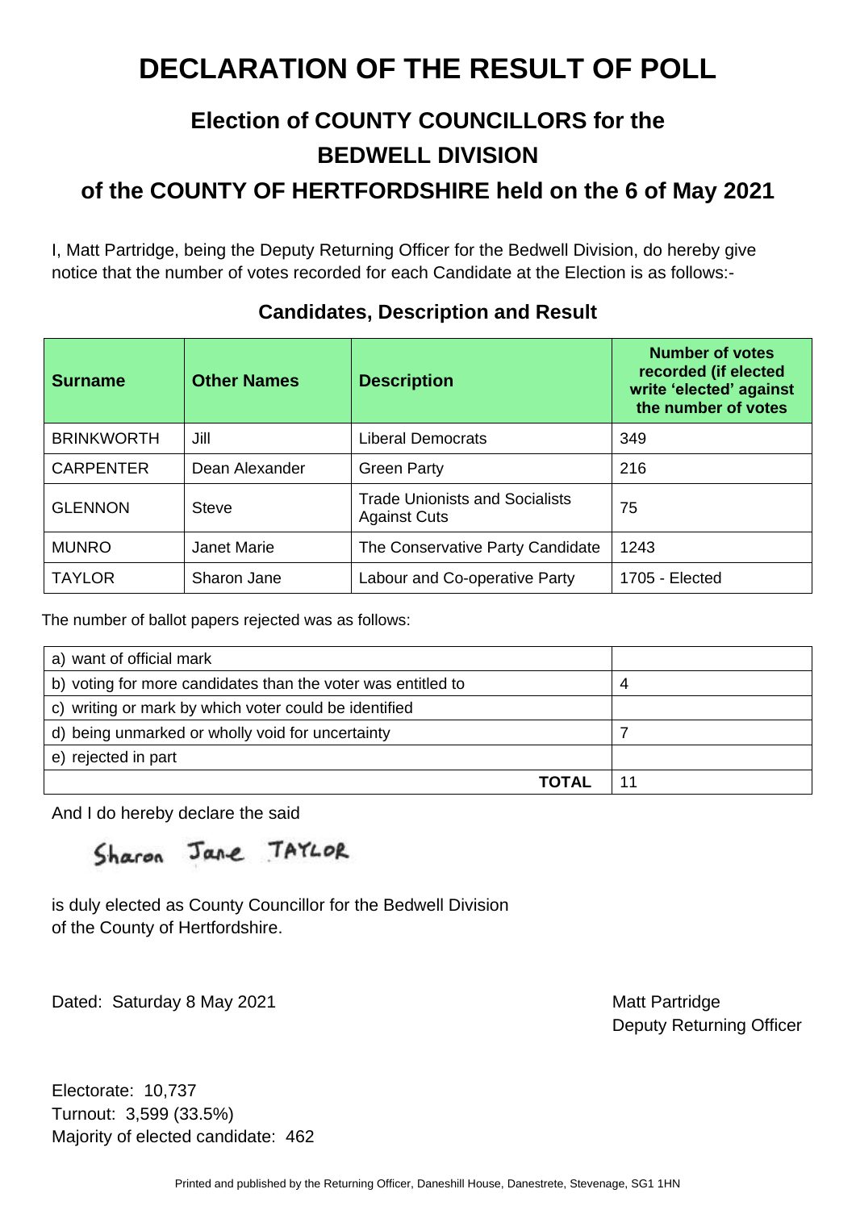# DECLARATION OF THE RESULT OF POLL

## Election of COUNTY COUNCILLORS for the BEDWELL DIVISION

## of the COUNTY OF HERTFORDSHIRE held on the 6 of May 2021

I, Matt Partridge, being the Deputy Returning Officer for the Bedwell Division, do hereby give notice that the number of votes recorded for each Candidate at the Election is as follows:-

### Candidates, Description and Result

| Surname | Other Names | Description | Number of votes recorded (if elected write 'elected' against the number of votes |
|---|---|---|---|
| BRINKWORTH | Jill | Liberal Democrats | 349 |
| CARPENTER | Dean Alexander | Green Party | 216 |
| GLENNON | Steve | Trade Unionists and Socialists Against Cuts | 75 |
| MUNRO | Janet Marie | The Conservative Party Candidate | 1243 |
| TAYLOR | Sharon Jane | Labour and Co-operative Party | 1705 - Elected |

The number of ballot papers rejected was as follows:

| | |
|---|---|
| a) want of official mark | |
| b) voting for more candidates than the voter was entitled to | 4 |
| c) writing or mark by which voter could be identified | |
| d) being unmarked or wholly void for uncertainty | 7 |
| e) rejected in part | |
| **TOTAL** | 11 |

And I do hereby declare the said

Sharon Jane TAYLOR

is duly elected as County Councillor for the Bedwell Division of the County of Hertfordshire.

Dated: Saturday 8 May 2021

Matt Partridge
Deputy Returning Officer

Electorate: 10,737
Turnout: 3,599 (33.5%)
Majority of elected candidate: 462

Printed and published by the Returning Officer, Daneshill House, Danestrete, Stevenage, SG1 1HN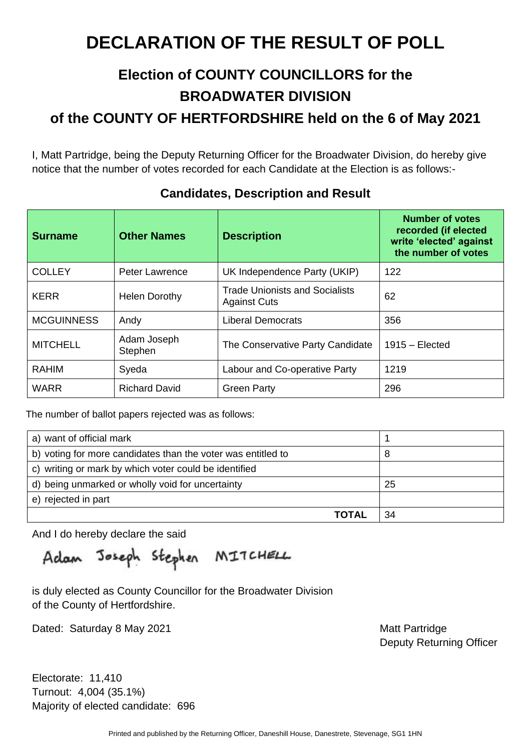# DECLARATION OF THE RESULT OF POLL

## Election of COUNTY COUNCILLORS for the BROADWATER DIVISION

## of the COUNTY OF HERTFORDSHIRE held on the 6 of May 2021

I, Matt Partridge, being the Deputy Returning Officer for the Broadwater Division, do hereby give notice that the number of votes recorded for each Candidate at the Election is as follows:-

### Candidates, Description and Result

| Surname | Other Names | Description | Number of votes recorded (if elected write 'elected' against the number of votes |
|---|---|---|---|
| COLLEY | Peter Lawrence | UK Independence Party (UKIP) | 122 |
| KERR | Helen Dorothy | Trade Unionists and Socialists Against Cuts | 62 |
| MCGUINNESS | Andy | Liberal Democrats | 356 |
| MITCHELL | Adam Joseph Stephen | The Conservative Party Candidate | 1915 – Elected |
| RAHIM | Syeda | Labour and Co-operative Party | 1219 |
| WARR | Richard David | Green Party | 296 |

The number of ballot papers rejected was as follows:

| | |
|---|---|
| a) want of official mark | 1 |
| b) voting for more candidates than the voter was entitled to | 8 |
| c) writing or mark by which voter could be identified | |
| d) being unmarked or wholly void for uncertainty | 25 |
| e) rejected in part | |
| **TOTAL** | 34 |

And I do hereby declare the said

Adam Joseph Stephen MITCHELL

is duly elected as County Councillor for the Broadwater Division of the County of Hertfordshire.

Dated: Saturday 8 May 2021

Matt Partridge
Deputy Returning Officer

Electorate: 11,410
Turnout: 4,004 (35.1%)
Majority of elected candidate: 696

Printed and published by the Returning Officer, Daneshill House, Danestrete, Stevenage, SG1 1HN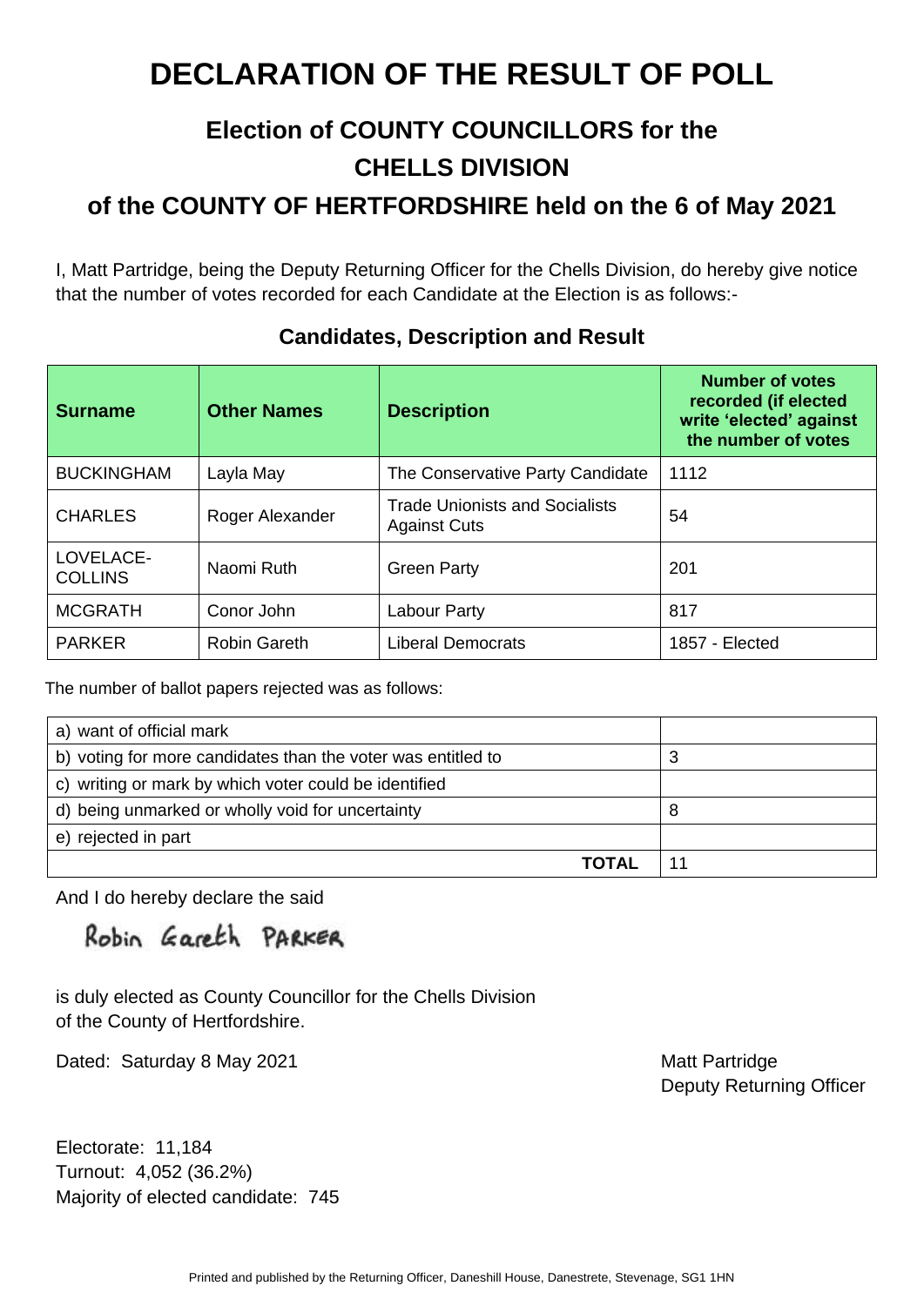# DECLARATION OF THE RESULT OF POLL

## Election of COUNTY COUNCILLORS for the CHELLS DIVISION

## of the COUNTY OF HERTFORDSHIRE held on the 6 of May 2021

I, Matt Partridge, being the Deputy Returning Officer for the Chells Division, do hereby give notice that the number of votes recorded for each Candidate at the Election is as follows:-

### Candidates, Description and Result

| Surname | Other Names | Description | Number of votes recorded (if elected write 'elected' against the number of votes |
|---|---|---|---|
| BUCKINGHAM | Layla May | The Conservative Party Candidate | 1112 |
| CHARLES | Roger Alexander | Trade Unionists and Socialists Against Cuts | 54 |
| LOVELACE-COLLINS | Naomi Ruth | Green Party | 201 |
| MCGRATH | Conor John | Labour Party | 817 |
| PARKER | Robin Gareth | Liberal Democrats | 1857 - Elected |

The number of ballot papers rejected was as follows:

| | |
|---|---|
| a) want of official mark | |
| b) voting for more candidates than the voter was entitled to | 3 |
| c) writing or mark by which voter could be identified | |
| d) being unmarked or wholly void for uncertainty | 8 |
| e) rejected in part | |
| **TOTAL** | 11 |

And I do hereby declare the said

Robin Gareth PARKER

is duly elected as County Councillor for the Chells Division of the County of Hertfordshire.

Dated: Saturday 8 May 2021

Matt Partridge
Deputy Returning Officer

Electorate: 11,184
Turnout: 4,052 (36.2%)
Majority of elected candidate: 745

Printed and published by the Returning Officer, Daneshill House, Danestrete, Stevenage, SG1 1HN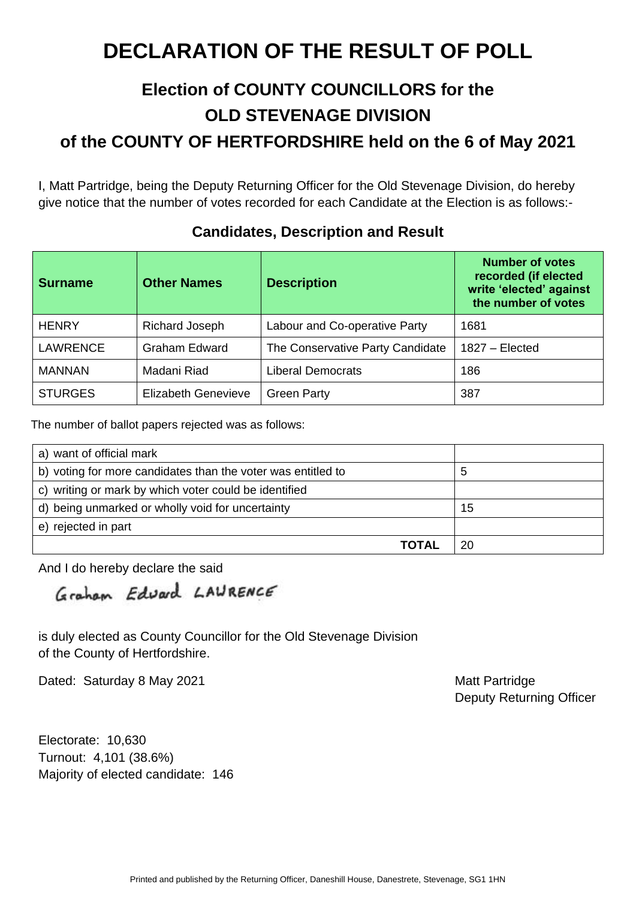# DECLARATION OF THE RESULT OF POLL

## Election of COUNTY COUNCILLORS for the OLD STEVENAGE DIVISION

## of the COUNTY OF HERTFORDSHIRE held on the 6 of May 2021

I, Matt Partridge, being the Deputy Returning Officer for the Old Stevenage Division, do hereby give notice that the number of votes recorded for each Candidate at the Election is as follows:-

### Candidates, Description and Result

| Surname | Other Names | Description | Number of votes recorded (if elected write 'elected' against the number of votes |
|---|---|---|---|
| HENRY | Richard Joseph | Labour and Co-operative Party | 1681 |
| LAWRENCE | Graham Edward | The Conservative Party Candidate | 1827 – Elected |
| MANNAN | Madani Riad | Liberal Democrats | 186 |
| STURGES | Elizabeth Genevieve | Green Party | 387 |

The number of ballot papers rejected was as follows:

| | |
|---|---|
| a) want of official mark | |
| b) voting for more candidates than the voter was entitled to | 5 |
| c) writing or mark by which voter could be identified | |
| d) being unmarked or wholly void for uncertainty | 15 |
| e) rejected in part | |
| **TOTAL** | 20 |

And I do hereby declare the said

Graham Edward LAWRENCE

is duly elected as County Councillor for the Old Stevenage Division of the County of Hertfordshire.

Dated: Saturday 8 May 2021

Matt Partridge
Deputy Returning Officer

Electorate: 10,630
Turnout: 4,101 (38.6%)
Majority of elected candidate: 146

Printed and published by the Returning Officer, Daneshill House, Danestrete, Stevenage, SG1 1HN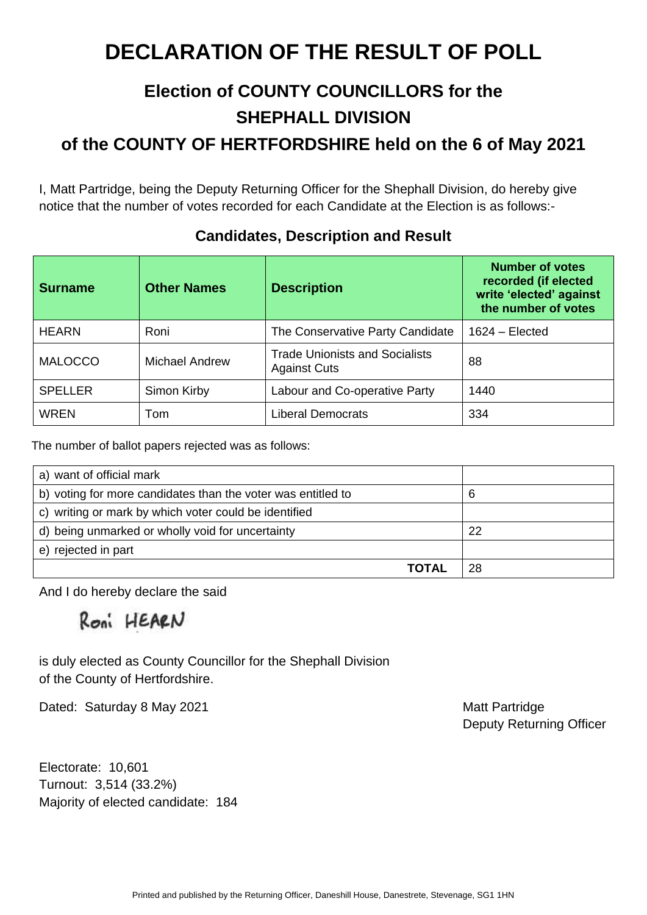# DECLARATION OF THE RESULT OF POLL

## Election of COUNTY COUNCILLORS for the SHEPHALL DIVISION

## of the COUNTY OF HERTFORDSHIRE held on the 6 of May 2021

I, Matt Partridge, being the Deputy Returning Officer for the Shephall Division, do hereby give notice that the number of votes recorded for each Candidate at the Election is as follows:-

### Candidates, Description and Result

| Surname | Other Names | Description | Number of votes recorded (if elected write 'elected' against the number of votes |
|---|---|---|---|
| HEARN | Roni | The Conservative Party Candidate | 1624 – Elected |
| MALOCCO | Michael Andrew | Trade Unionists and Socialists Against Cuts | 88 |
| SPELLER | Simon Kirby | Labour and Co-operative Party | 1440 |
| WREN | Tom | Liberal Democrats | 334 |

The number of ballot papers rejected was as follows:

| | |
|---|---|
| a) want of official mark | |
| b) voting for more candidates than the voter was entitled to | 6 |
| c) writing or mark by which voter could be identified | |
| d) being unmarked or wholly void for uncertainty | 22 |
| e) rejected in part | |
| **TOTAL** | 28 |

And I do hereby declare the said

Roni HEARN

is duly elected as County Councillor for the Shephall Division of the County of Hertfordshire.

Dated: Saturday 8 May 2021

Matt Partridge
Deputy Returning Officer

Electorate: 10,601
Turnout: 3,514 (33.2%)
Majority of elected candidate: 184

Printed and published by the Returning Officer, Daneshill House, Danestrete, Stevenage, SG1 1HN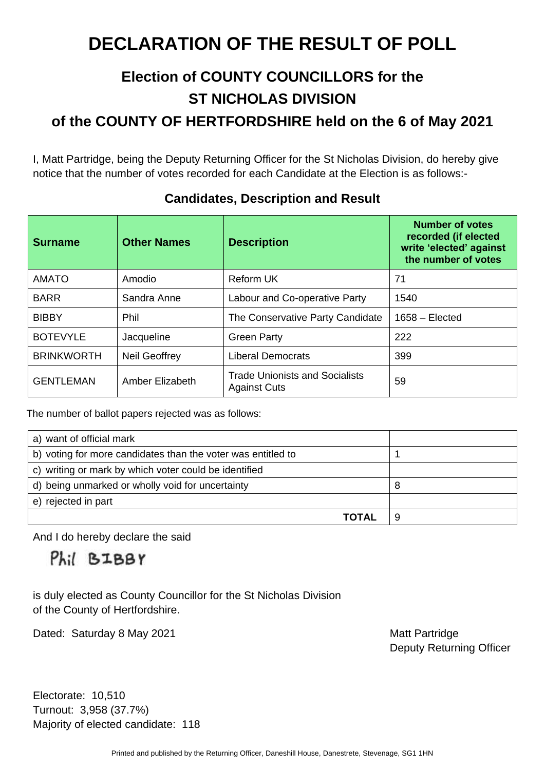# DECLARATION OF THE RESULT OF POLL

## Election of COUNTY COUNCILLORS for the ST NICHOLAS DIVISION

## of the COUNTY OF HERTFORDSHIRE held on the 6 of May 2021

I, Matt Partridge, being the Deputy Returning Officer for the St Nicholas Division, do hereby give notice that the number of votes recorded for each Candidate at the Election is as follows:-

### Candidates, Description and Result

| Surname | Other Names | Description | Number of votes recorded (if elected write 'elected' against the number of votes |
|---|---|---|---|
| AMATO | Amodio | Reform UK | 71 |
| BARR | Sandra Anne | Labour and Co-operative Party | 1540 |
| BIBBY | Phil | The Conservative Party Candidate | 1658 – Elected |
| BOTEVYLE | Jacqueline | Green Party | 222 |
| BRINKWORTH | Neil Geoffrey | Liberal Democrats | 399 |
| GENTLEMAN | Amber Elizabeth | Trade Unionists and Socialists Against Cuts | 59 |

The number of ballot papers rejected was as follows:

| | |
|---|---|
| a) want of official mark | |
| b) voting for more candidates than the voter was entitled to | 1 |
| c) writing or mark by which voter could be identified | |
| d) being unmarked or wholly void for uncertainty | 8 |
| e) rejected in part | |
| **TOTAL** | 9 |

And I do hereby declare the said

Phil BIBBY

is duly elected as County Councillor for the St Nicholas Division of the County of Hertfordshire.

Dated: Saturday 8 May 2021

Matt Partridge
Deputy Returning Officer

Electorate: 10,510
Turnout: 3,958 (37.7%)
Majority of elected candidate: 118

Printed and published by the Returning Officer, Daneshill House, Danestrete, Stevenage, SG1 1HN